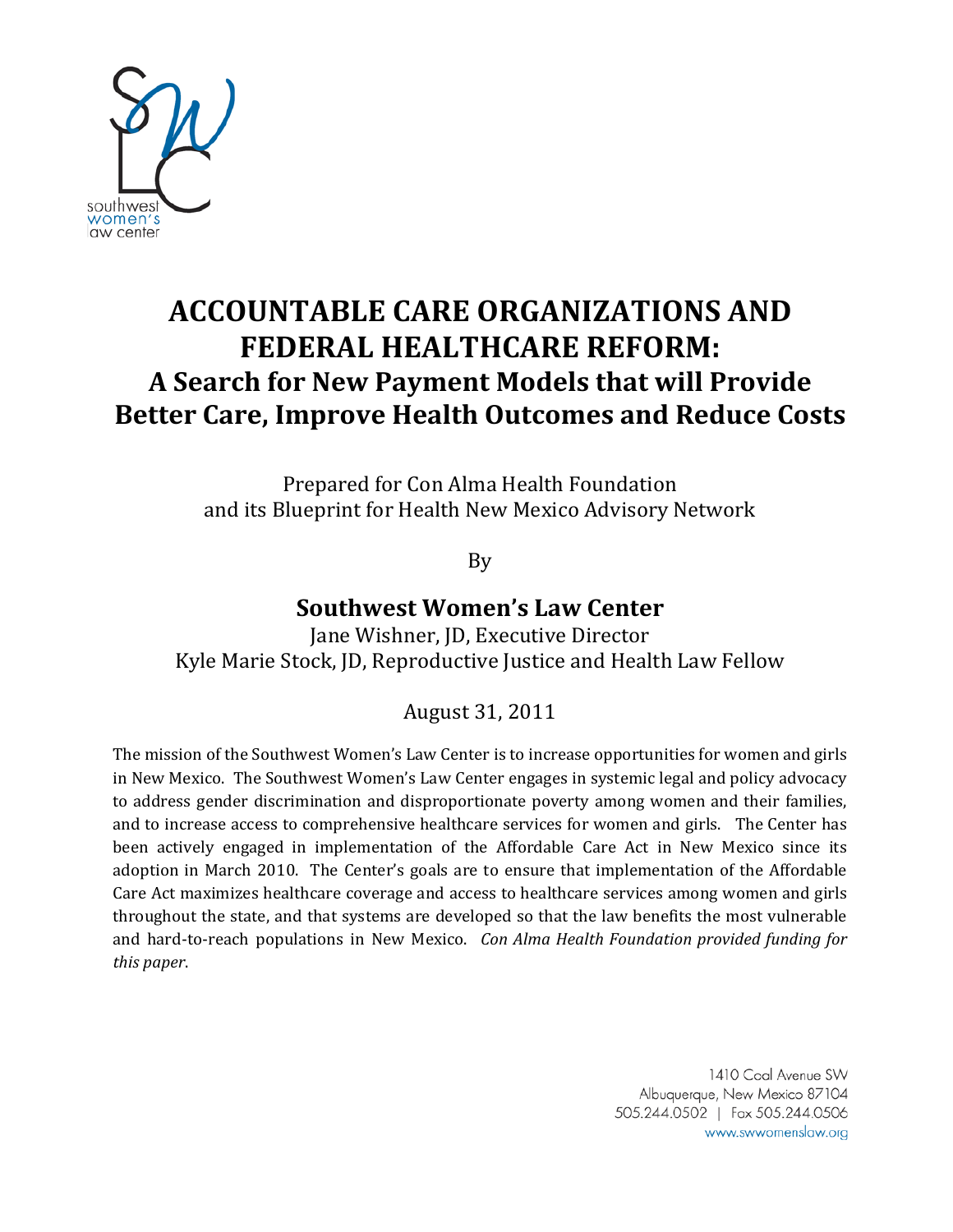southwest
women's
law center

# ACCOUNTABLE CARE ORGANIZATIONS AND FEDERAL HEALTHCARE REFORM:

## A Search for New Payment Models that will Provide Better Care, Improve Health Outcomes and Reduce Costs

Prepared for Con Alma Health Foundation
and its Blueprint for Health New Mexico Advisory Network

By

**Southwest Women's Law Center**

Jane Wishner, JD, Executive Director
Kyle Marie Stock, JD, Reproductive Justice and Health Law Fellow

August 31, 2011

The mission of the Southwest Women's Law Center is to increase opportunities for women and girls in New Mexico. The Southwest Women's Law Center engages in systemic legal and policy advocacy to address gender discrimination and disproportionate poverty among women and their families, and to increase access to comprehensive healthcare services for women and girls. The Center has been actively engaged in implementation of the Affordable Care Act in New Mexico since its adoption in March 2010. The Center's goals are to ensure that implementation of the Affordable Care Act maximizes healthcare coverage and access to healthcare services among women and girls throughout the state, and that systems are developed so that the law benefits the most vulnerable and hard-to-reach populations in New Mexico. *Con Alma Health Foundation provided funding for this paper*.

1410 Coal Avenue SW
Albuquerque, New Mexico 87104
505.244.0502 | Fax 505.244.0506
www.swwomenslaw.org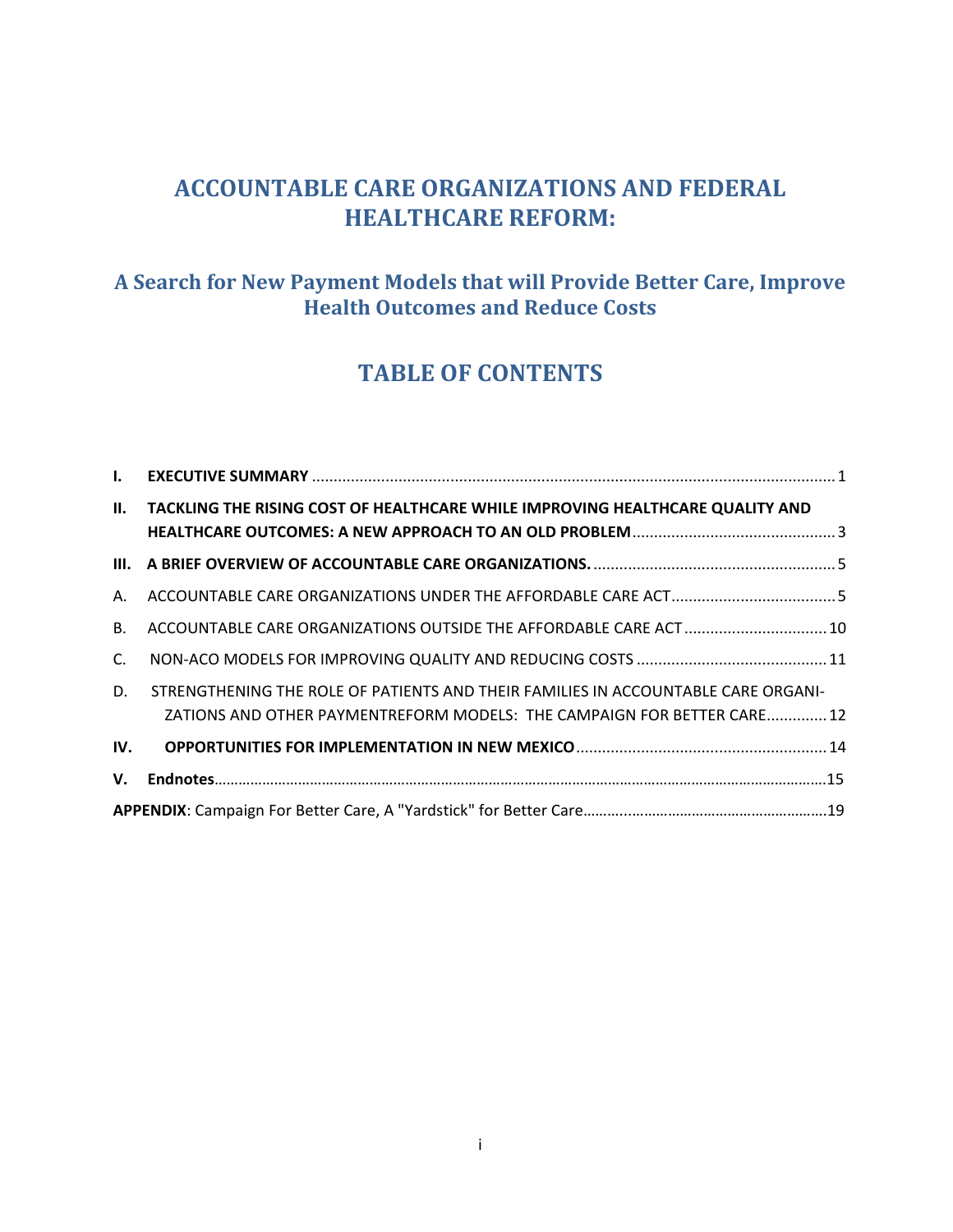# ACCOUNTABLE CARE ORGANIZATIONS AND FEDERAL HEALTHCARE REFORM:

## A Search for New Payment Models that will Provide Better Care, Improve Health Outcomes and Reduce Costs

## TABLE OF CONTENTS

**I. EXECUTIVE SUMMARY** ........................................ 1

**II. TACKLING THE RISING COST OF HEALTHCARE WHILE IMPROVING HEALTHCARE QUALITY AND HEALTHCARE OUTCOMES: A NEW APPROACH TO AN OLD PROBLEM** ........................................ 3

**III. A BRIEF OVERVIEW OF ACCOUNTABLE CARE ORGANIZATIONS.** ........................................ 5

A. ACCOUNTABLE CARE ORGANIZATIONS UNDER THE AFFORDABLE CARE ACT ........................................ 5

B. ACCOUNTABLE CARE ORGANIZATIONS OUTSIDE THE AFFORDABLE CARE ACT ........................................ 10

C. NON-ACO MODELS FOR IMPROVING QUALITY AND REDUCING COSTS ........................................ 11

D. STRENGTHENING THE ROLE OF PATIENTS AND THEIR FAMILIES IN ACCOUNTABLE CARE ORGANIZATIONS AND OTHER PAYMENTREFORM MODELS: THE CAMPAIGN FOR BETTER CARE ........................................ 12

**IV. OPPORTUNITIES FOR IMPLEMENTATION IN NEW MEXICO** ........................................ 14

**V. Endnotes** ........................................ 15

**APPENDIX**: Campaign For Better Care, A "Yardstick" for Better Care ........................................ 19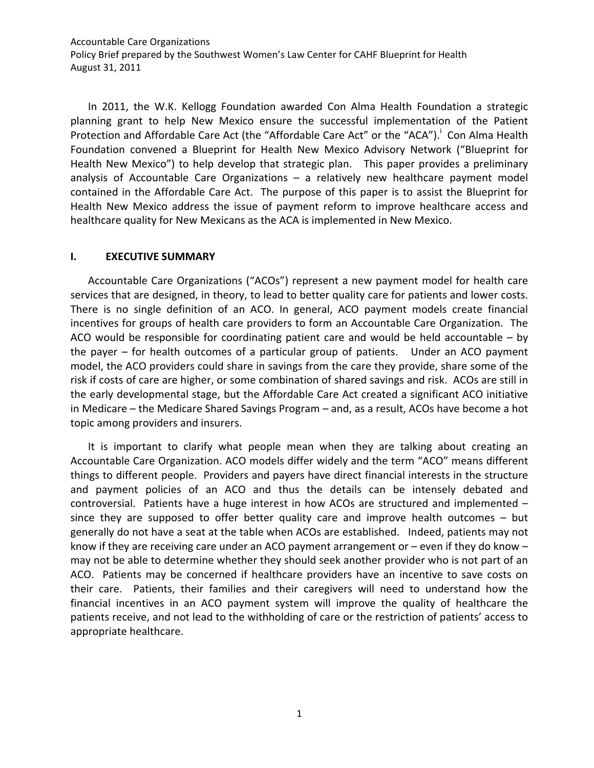In 2011, the W.K. Kellogg Foundation awarded Con Alma Health Foundation a strategic planning grant to help New Mexico ensure the successful implementation of the Patient Protection and Affordable Care Act (the "Affordable Care Act" or the "ACA").[i] Con Alma Health Foundation convened a Blueprint for Health New Mexico Advisory Network ("Blueprint for Health New Mexico") to help develop that strategic plan. This paper provides a preliminary analysis of Accountable Care Organizations – a relatively new healthcare payment model contained in the Affordable Care Act. The purpose of this paper is to assist the Blueprint for Health New Mexico address the issue of payment reform to improve healthcare access and healthcare quality for New Mexicans as the ACA is implemented in New Mexico.

## I. EXECUTIVE SUMMARY

Accountable Care Organizations ("ACOs") represent a new payment model for health care services that are designed, in theory, to lead to better quality care for patients and lower costs. There is no single definition of an ACO. In general, ACO payment models create financial incentives for groups of health care providers to form an Accountable Care Organization. The ACO would be responsible for coordinating patient care and would be held accountable – by the payer – for health outcomes of a particular group of patients. Under an ACO payment model, the ACO providers could share in savings from the care they provide, share some of the risk if costs of care are higher, or some combination of shared savings and risk. ACOs are still in the early developmental stage, but the Affordable Care Act created a significant ACO initiative in Medicare – the Medicare Shared Savings Program – and, as a result, ACOs have become a hot topic among providers and insurers.

It is important to clarify what people mean when they are talking about creating an Accountable Care Organization. ACO models differ widely and the term "ACO" means different things to different people. Providers and payers have direct financial interests in the structure and payment policies of an ACO and thus the details can be intensely debated and controversial. Patients have a huge interest in how ACOs are structured and implemented – since they are supposed to offer better quality care and improve health outcomes – but generally do not have a seat at the table when ACOs are established. Indeed, patients may not know if they are receiving care under an ACO payment arrangement or – even if they do know – may not be able to determine whether they should seek another provider who is not part of an ACO. Patients may be concerned if healthcare providers have an incentive to save costs on their care. Patients, their families and their caregivers will need to understand how the financial incentives in an ACO payment system will improve the quality of healthcare the patients receive, and not lead to the withholding of care or the restriction of patients' access to appropriate healthcare.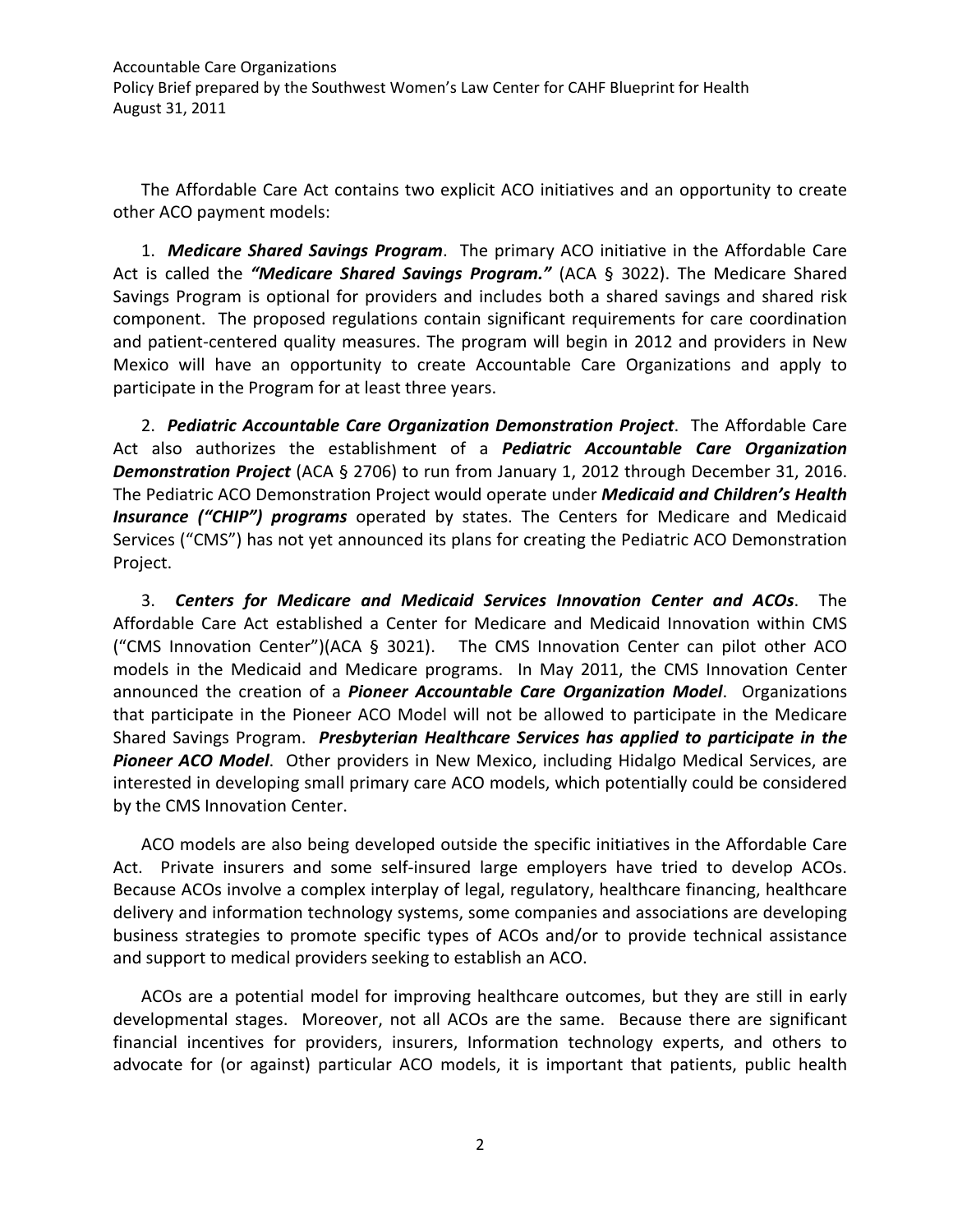The Affordable Care Act contains two explicit ACO initiatives and an opportunity to create other ACO payment models:

1. ***Medicare Shared Savings Program***. The primary ACO initiative in the Affordable Care Act is called the ***"Medicare Shared Savings Program."*** (ACA § 3022). The Medicare Shared Savings Program is optional for providers and includes both a shared savings and shared risk component. The proposed regulations contain significant requirements for care coordination and patient-centered quality measures. The program will begin in 2012 and providers in New Mexico will have an opportunity to create Accountable Care Organizations and apply to participate in the Program for at least three years.

2. ***Pediatric Accountable Care Organization Demonstration Project***. The Affordable Care Act also authorizes the establishment of a ***Pediatric Accountable Care Organization Demonstration Project*** (ACA § 2706) to run from January 1, 2012 through December 31, 2016. The Pediatric ACO Demonstration Project would operate under ***Medicaid and Children's Health Insurance ("CHIP") programs*** operated by states. The Centers for Medicare and Medicaid Services ("CMS") has not yet announced its plans for creating the Pediatric ACO Demonstration Project.

3. ***Centers for Medicare and Medicaid Services Innovation Center and ACOs***. The Affordable Care Act established a Center for Medicare and Medicaid Innovation within CMS ("CMS Innovation Center")(ACA § 3021). The CMS Innovation Center can pilot other ACO models in the Medicaid and Medicare programs. In May 2011, the CMS Innovation Center announced the creation of a ***Pioneer Accountable Care Organization Model***. Organizations that participate in the Pioneer ACO Model will not be allowed to participate in the Medicare Shared Savings Program. ***Presbyterian Healthcare Services has applied to participate in the Pioneer ACO Model***. Other providers in New Mexico, including Hidalgo Medical Services, are interested in developing small primary care ACO models, which potentially could be considered by the CMS Innovation Center.

ACO models are also being developed outside the specific initiatives in the Affordable Care Act. Private insurers and some self-insured large employers have tried to develop ACOs. Because ACOs involve a complex interplay of legal, regulatory, healthcare financing, healthcare delivery and information technology systems, some companies and associations are developing business strategies to promote specific types of ACOs and/or to provide technical assistance and support to medical providers seeking to establish an ACO.

ACOs are a potential model for improving healthcare outcomes, but they are still in early developmental stages. Moreover, not all ACOs are the same. Because there are significant financial incentives for providers, insurers, Information technology experts, and others to advocate for (or against) particular ACO models, it is important that patients, public health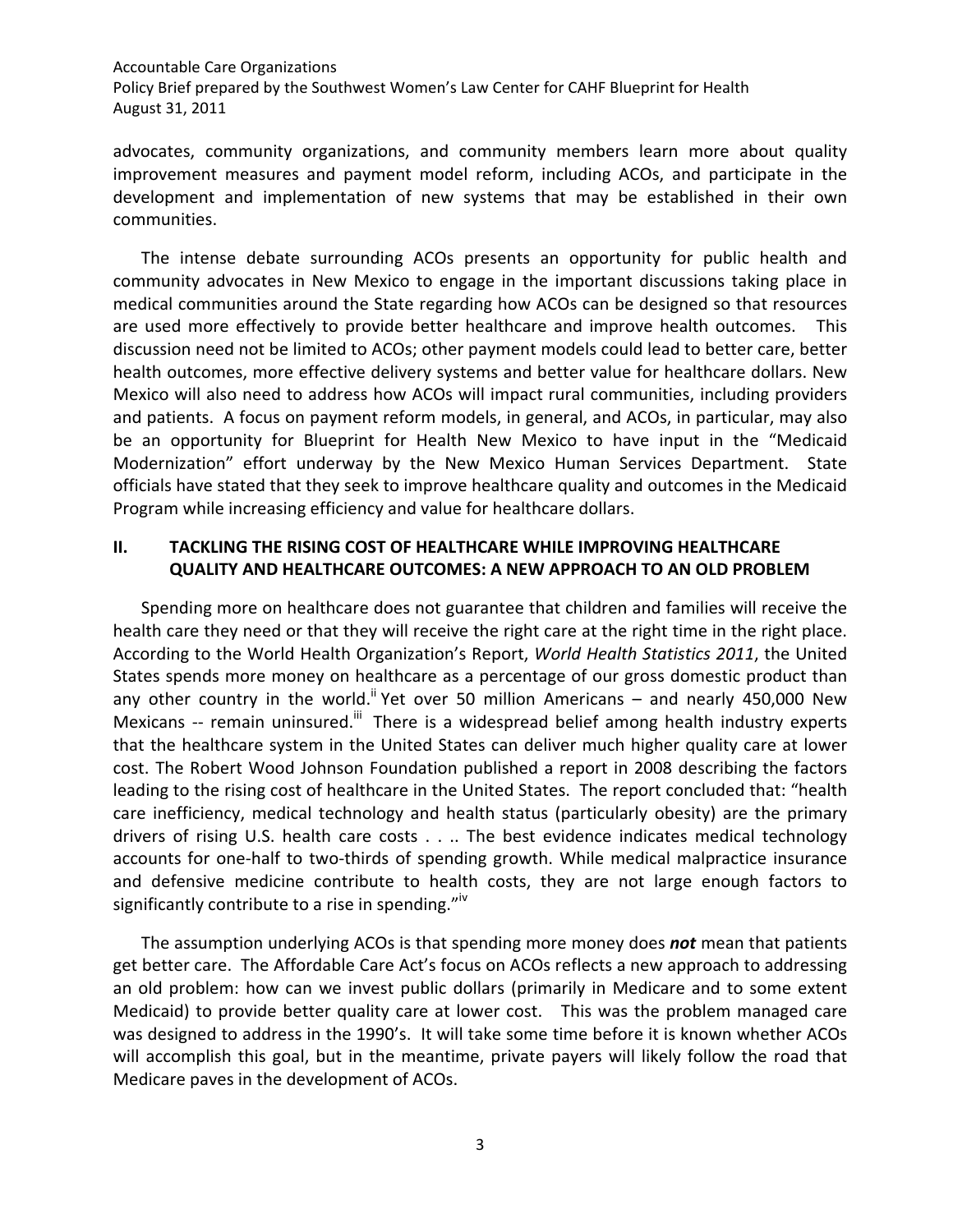advocates, community organizations, and community members learn more about quality improvement measures and payment model reform, including ACOs, and participate in the development and implementation of new systems that may be established in their own communities.

The intense debate surrounding ACOs presents an opportunity for public health and community advocates in New Mexico to engage in the important discussions taking place in medical communities around the State regarding how ACOs can be designed so that resources are used more effectively to provide better healthcare and improve health outcomes. This discussion need not be limited to ACOs; other payment models could lead to better care, better health outcomes, more effective delivery systems and better value for healthcare dollars. New Mexico will also need to address how ACOs will impact rural communities, including providers and patients. A focus on payment reform models, in general, and ACOs, in particular, may also be an opportunity for Blueprint for Health New Mexico to have input in the "Medicaid Modernization" effort underway by the New Mexico Human Services Department. State officials have stated that they seek to improve healthcare quality and outcomes in the Medicaid Program while increasing efficiency and value for healthcare dollars.

## II. TACKLING THE RISING COST OF HEALTHCARE WHILE IMPROVING HEALTHCARE QUALITY AND HEALTHCARE OUTCOMES: A NEW APPROACH TO AN OLD PROBLEM

Spending more on healthcare does not guarantee that children and families will receive the health care they need or that they will receive the right care at the right time in the right place. According to the World Health Organization's Report, *World Health Statistics 2011*, the United States spends more money on healthcare as a percentage of our gross domestic product than any other country in the world.[ii] Yet over 50 million Americans – and nearly 450,000 New Mexicans -- remain uninsured.[iii] There is a widespread belief among health industry experts that the healthcare system in the United States can deliver much higher quality care at lower cost. The Robert Wood Johnson Foundation published a report in 2008 describing the factors leading to the rising cost of healthcare in the United States. The report concluded that: "health care inefficiency, medical technology and health status (particularly obesity) are the primary drivers of rising U.S. health care costs . . .. The best evidence indicates medical technology accounts for one-half to two-thirds of spending growth. While medical malpractice insurance and defensive medicine contribute to health costs, they are not large enough factors to significantly contribute to a rise in spending."[iv]

The assumption underlying ACOs is that spending more money does ***not*** mean that patients get better care. The Affordable Care Act's focus on ACOs reflects a new approach to addressing an old problem: how can we invest public dollars (primarily in Medicare and to some extent Medicaid) to provide better quality care at lower cost. This was the problem managed care was designed to address in the 1990's. It will take some time before it is known whether ACOs will accomplish this goal, but in the meantime, private payers will likely follow the road that Medicare paves in the development of ACOs.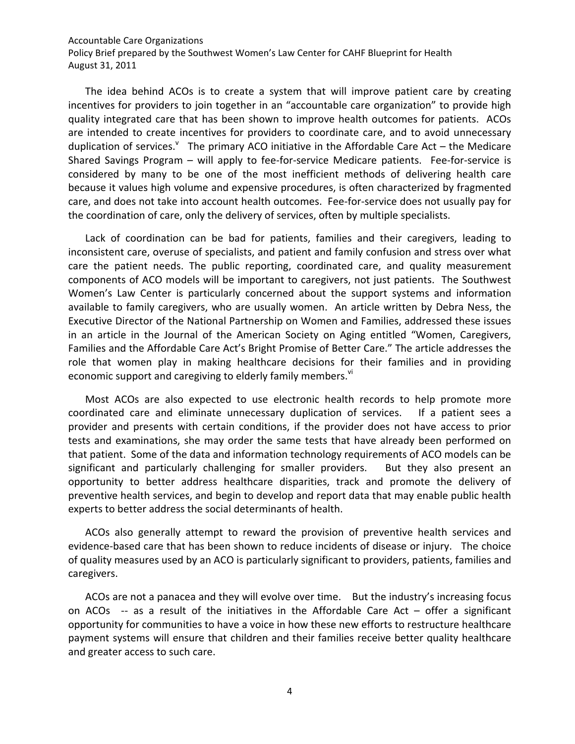The idea behind ACOs is to create a system that will improve patient care by creating incentives for providers to join together in an "accountable care organization" to provide high quality integrated care that has been shown to improve health outcomes for patients. ACOs are intended to create incentives for providers to coordinate care, and to avoid unnecessary duplication of services.[v] The primary ACO initiative in the Affordable Care Act – the Medicare Shared Savings Program – will apply to fee-for-service Medicare patients. Fee-for-service is considered by many to be one of the most inefficient methods of delivering health care because it values high volume and expensive procedures, is often characterized by fragmented care, and does not take into account health outcomes. Fee-for-service does not usually pay for the coordination of care, only the delivery of services, often by multiple specialists.

Lack of coordination can be bad for patients, families and their caregivers, leading to inconsistent care, overuse of specialists, and patient and family confusion and stress over what care the patient needs. The public reporting, coordinated care, and quality measurement components of ACO models will be important to caregivers, not just patients. The Southwest Women's Law Center is particularly concerned about the support systems and information available to family caregivers, who are usually women. An article written by Debra Ness, the Executive Director of the National Partnership on Women and Families, addressed these issues in an article in the Journal of the American Society on Aging entitled "Women, Caregivers, Families and the Affordable Care Act's Bright Promise of Better Care." The article addresses the role that women play in making healthcare decisions for their families and in providing economic support and caregiving to elderly family members.[vi]

Most ACOs are also expected to use electronic health records to help promote more coordinated care and eliminate unnecessary duplication of services. If a patient sees a provider and presents with certain conditions, if the provider does not have access to prior tests and examinations, she may order the same tests that have already been performed on that patient. Some of the data and information technology requirements of ACO models can be significant and particularly challenging for smaller providers. But they also present an opportunity to better address healthcare disparities, track and promote the delivery of preventive health services, and begin to develop and report data that may enable public health experts to better address the social determinants of health.

ACOs also generally attempt to reward the provision of preventive health services and evidence-based care that has been shown to reduce incidents of disease or injury. The choice of quality measures used by an ACO is particularly significant to providers, patients, families and caregivers.

ACOs are not a panacea and they will evolve over time. But the industry's increasing focus on ACOs -- as a result of the initiatives in the Affordable Care Act – offer a significant opportunity for communities to have a voice in how these new efforts to restructure healthcare payment systems will ensure that children and their families receive better quality healthcare and greater access to such care.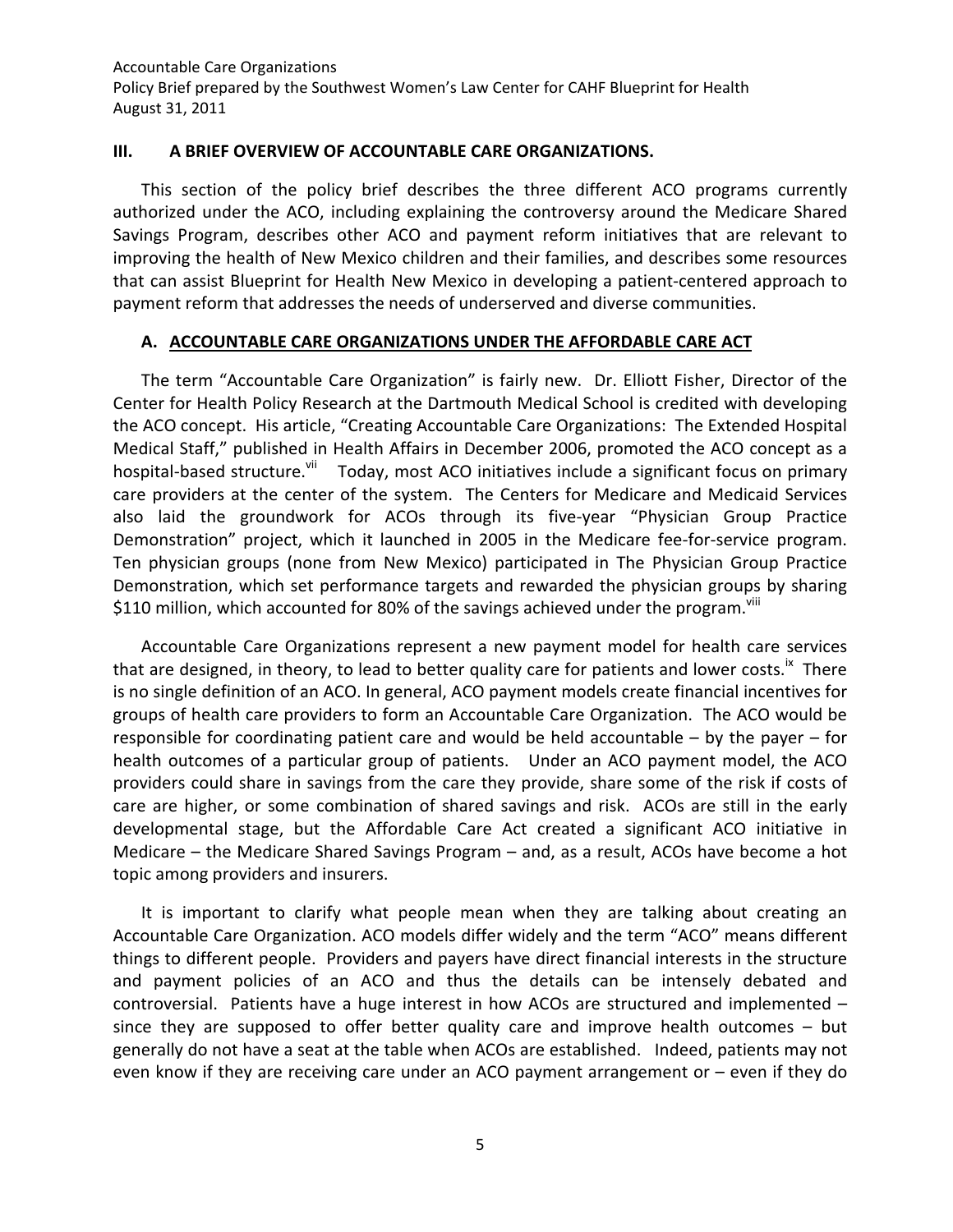## III. A BRIEF OVERVIEW OF ACCOUNTABLE CARE ORGANIZATIONS.

This section of the policy brief describes the three different ACO programs currently authorized under the ACO, including explaining the controversy around the Medicare Shared Savings Program, describes other ACO and payment reform initiatives that are relevant to improving the health of New Mexico children and their families, and describes some resources that can assist Blueprint for Health New Mexico in developing a patient-centered approach to payment reform that addresses the needs of underserved and diverse communities.

### A. ACCOUNTABLE CARE ORGANIZATIONS UNDER THE AFFORDABLE CARE ACT

The term "Accountable Care Organization" is fairly new. Dr. Elliott Fisher, Director of the Center for Health Policy Research at the Dartmouth Medical School is credited with developing the ACO concept. His article, "Creating Accountable Care Organizations: The Extended Hospital Medical Staff," published in Health Affairs in December 2006, promoted the ACO concept as a hospital-based structure.[vii] Today, most ACO initiatives include a significant focus on primary care providers at the center of the system. The Centers for Medicare and Medicaid Services also laid the groundwork for ACOs through its five-year "Physician Group Practice Demonstration" project, which it launched in 2005 in the Medicare fee-for-service program. Ten physician groups (none from New Mexico) participated in The Physician Group Practice Demonstration, which set performance targets and rewarded the physician groups by sharing $110 million, which accounted for 80% of the savings achieved under the program.[viii]

Accountable Care Organizations represent a new payment model for health care services that are designed, in theory, to lead to better quality care for patients and lower costs.[ix] There is no single definition of an ACO. In general, ACO payment models create financial incentives for groups of health care providers to form an Accountable Care Organization. The ACO would be responsible for coordinating patient care and would be held accountable – by the payer – for health outcomes of a particular group of patients. Under an ACO payment model, the ACO providers could share in savings from the care they provide, share some of the risk if costs of care are higher, or some combination of shared savings and risk. ACOs are still in the early developmental stage, but the Affordable Care Act created a significant ACO initiative in Medicare – the Medicare Shared Savings Program – and, as a result, ACOs have become a hot topic among providers and insurers.

It is important to clarify what people mean when they are talking about creating an Accountable Care Organization. ACO models differ widely and the term "ACO" means different things to different people. Providers and payers have direct financial interests in the structure and payment policies of an ACO and thus the details can be intensely debated and controversial. Patients have a huge interest in how ACOs are structured and implemented – since they are supposed to offer better quality care and improve health outcomes – but generally do not have a seat at the table when ACOs are established. Indeed, patients may not even know if they are receiving care under an ACO payment arrangement or – even if they do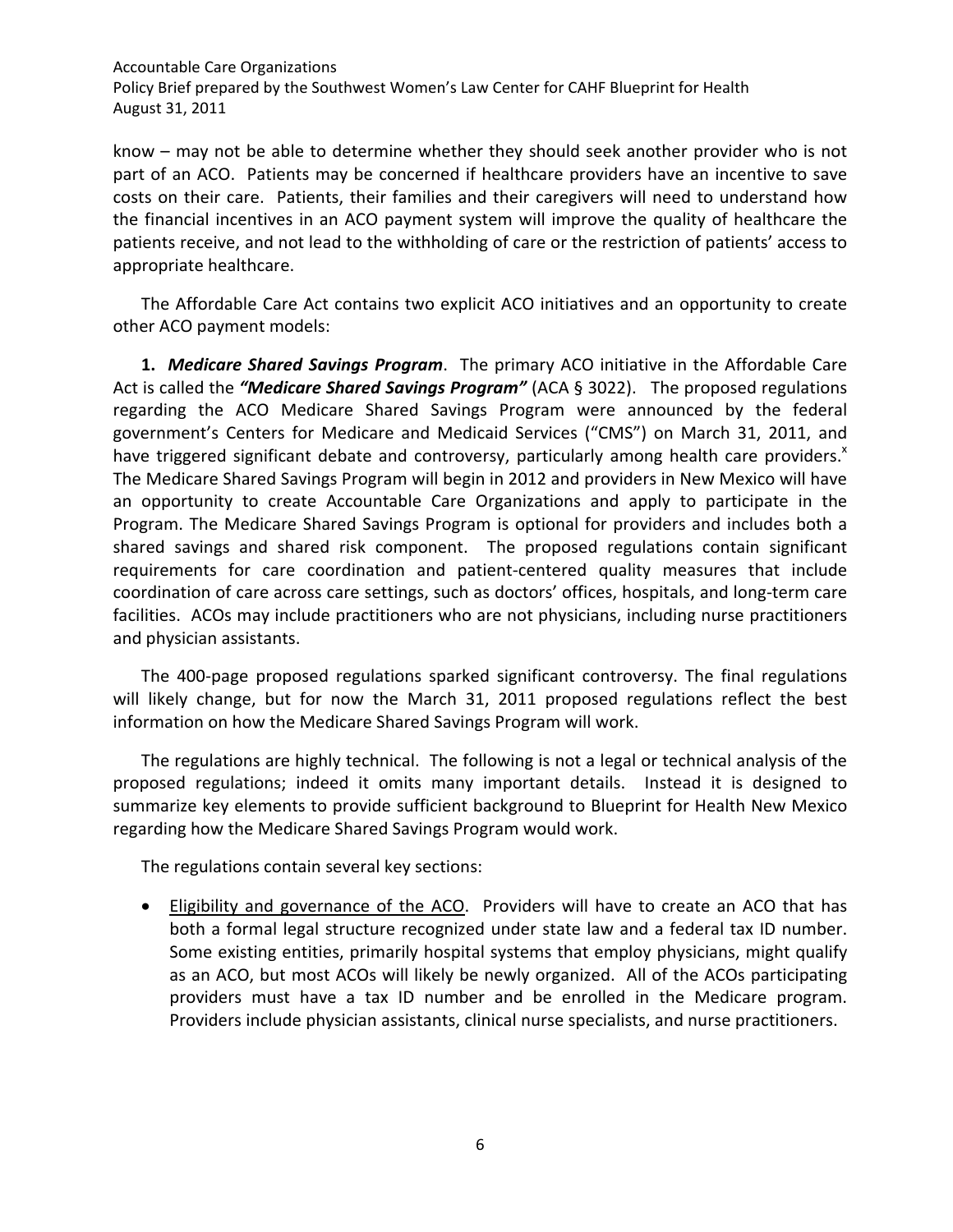know – may not be able to determine whether they should seek another provider who is not part of an ACO. Patients may be concerned if healthcare providers have an incentive to save costs on their care. Patients, their families and their caregivers will need to understand how the financial incentives in an ACO payment system will improve the quality of healthcare the patients receive, and not lead to the withholding of care or the restriction of patients' access to appropriate healthcare.

The Affordable Care Act contains two explicit ACO initiatives and an opportunity to create other ACO payment models:

**1.** ***Medicare Shared Savings Program***. The primary ACO initiative in the Affordable Care Act is called the ***"Medicare Shared Savings Program"*** (ACA § 3022). The proposed regulations regarding the ACO Medicare Shared Savings Program were announced by the federal government's Centers for Medicare and Medicaid Services ("CMS") on March 31, 2011, and have triggered significant debate and controversy, particularly among health care providers.[x] The Medicare Shared Savings Program will begin in 2012 and providers in New Mexico will have an opportunity to create Accountable Care Organizations and apply to participate in the Program. The Medicare Shared Savings Program is optional for providers and includes both a shared savings and shared risk component. The proposed regulations contain significant requirements for care coordination and patient-centered quality measures that include coordination of care across care settings, such as doctors' offices, hospitals, and long-term care facilities. ACOs may include practitioners who are not physicians, including nurse practitioners and physician assistants.

The 400-page proposed regulations sparked significant controversy. The final regulations will likely change, but for now the March 31, 2011 proposed regulations reflect the best information on how the Medicare Shared Savings Program will work.

The regulations are highly technical. The following is not a legal or technical analysis of the proposed regulations; indeed it omits many important details. Instead it is designed to summarize key elements to provide sufficient background to Blueprint for Health New Mexico regarding how the Medicare Shared Savings Program would work.

The regulations contain several key sections:

- Eligibility and governance of the ACO. Providers will have to create an ACO that has both a formal legal structure recognized under state law and a federal tax ID number. Some existing entities, primarily hospital systems that employ physicians, might qualify as an ACO, but most ACOs will likely be newly organized. All of the ACOs participating providers must have a tax ID number and be enrolled in the Medicare program. Providers include physician assistants, clinical nurse specialists, and nurse practitioners.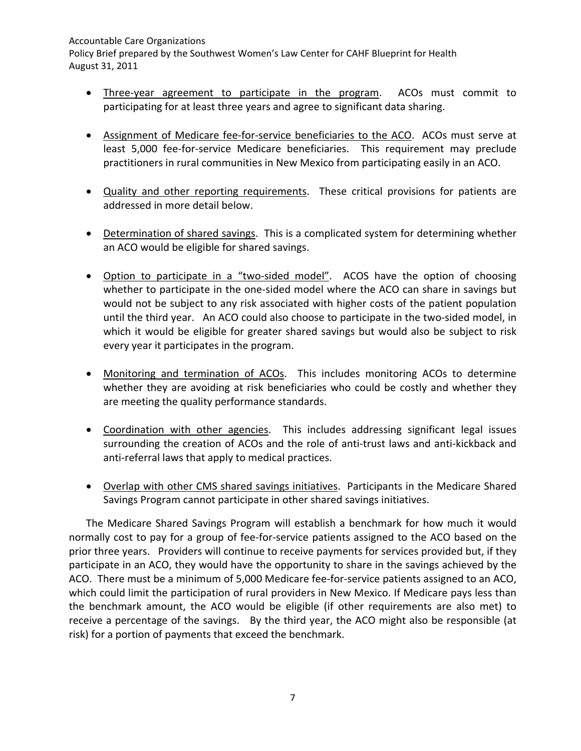- Three-year agreement to participate in the program. ACOs must commit to participating for at least three years and agree to significant data sharing.

- Assignment of Medicare fee-for-service beneficiaries to the ACO. ACOs must serve at least 5,000 fee-for-service Medicare beneficiaries. This requirement may preclude practitioners in rural communities in New Mexico from participating easily in an ACO.

- Quality and other reporting requirements. These critical provisions for patients are addressed in more detail below.

- Determination of shared savings. This is a complicated system for determining whether an ACO would be eligible for shared savings.

- Option to participate in a "two-sided model". ACOS have the option of choosing whether to participate in the one-sided model where the ACO can share in savings but would not be subject to any risk associated with higher costs of the patient population until the third year. An ACO could also choose to participate in the two-sided model, in which it would be eligible for greater shared savings but would also be subject to risk every year it participates in the program.

- Monitoring and termination of ACOs. This includes monitoring ACOs to determine whether they are avoiding at risk beneficiaries who could be costly and whether they are meeting the quality performance standards.

- Coordination with other agencies. This includes addressing significant legal issues surrounding the creation of ACOs and the role of anti-trust laws and anti-kickback and anti-referral laws that apply to medical practices.

- Overlap with other CMS shared savings initiatives. Participants in the Medicare Shared Savings Program cannot participate in other shared savings initiatives.

The Medicare Shared Savings Program will establish a benchmark for how much it would normally cost to pay for a group of fee-for-service patients assigned to the ACO based on the prior three years. Providers will continue to receive payments for services provided but, if they participate in an ACO, they would have the opportunity to share in the savings achieved by the ACO. There must be a minimum of 5,000 Medicare fee-for-service patients assigned to an ACO, which could limit the participation of rural providers in New Mexico. If Medicare pays less than the benchmark amount, the ACO would be eligible (if other requirements are also met) to receive a percentage of the savings. By the third year, the ACO might also be responsible (at risk) for a portion of payments that exceed the benchmark.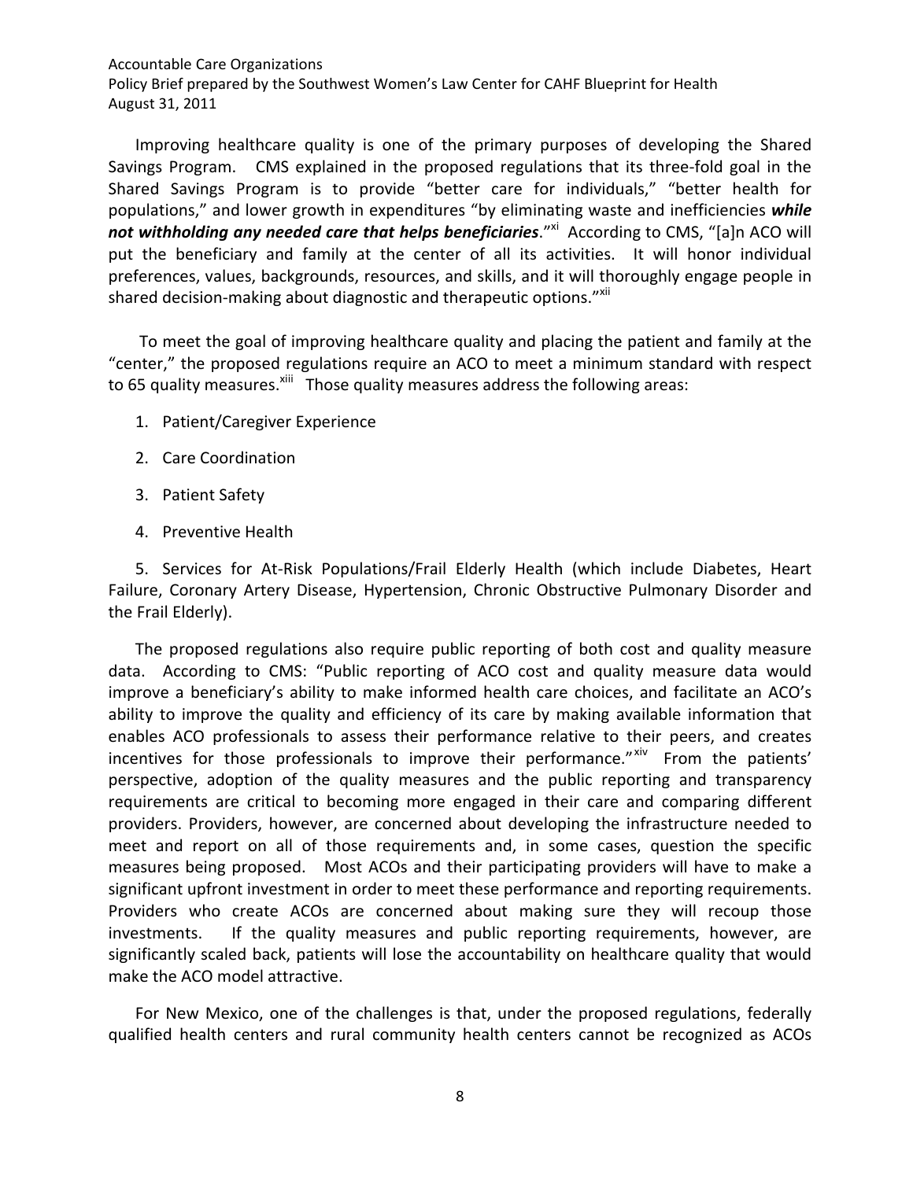Improving healthcare quality is one of the primary purposes of developing the Shared Savings Program. CMS explained in the proposed regulations that its three-fold goal in the Shared Savings Program is to provide "better care for individuals," "better health for populations," and lower growth in expenditures "by eliminating waste and inefficiencies ***while not withholding any needed care that helps beneficiaries***."[xi] According to CMS, "[a]n ACO will put the beneficiary and family at the center of all its activities. It will honor individual preferences, values, backgrounds, resources, and skills, and it will thoroughly engage people in shared decision-making about diagnostic and therapeutic options."[xii]

To meet the goal of improving healthcare quality and placing the patient and family at the "center," the proposed regulations require an ACO to meet a minimum standard with respect to 65 quality measures.[xiii] Those quality measures address the following areas:

1. Patient/Caregiver Experience
2. Care Coordination
3. Patient Safety
4. Preventive Health
5. Services for At-Risk Populations/Frail Elderly Health (which include Diabetes, Heart Failure, Coronary Artery Disease, Hypertension, Chronic Obstructive Pulmonary Disorder and the Frail Elderly).

The proposed regulations also require public reporting of both cost and quality measure data. According to CMS: "Public reporting of ACO cost and quality measure data would improve a beneficiary's ability to make informed health care choices, and facilitate an ACO's ability to improve the quality and efficiency of its care by making available information that enables ACO professionals to assess their performance relative to their peers, and creates incentives for those professionals to improve their performance."[xiv] From the patients' perspective, adoption of the quality measures and the public reporting and transparency requirements are critical to becoming more engaged in their care and comparing different providers. Providers, however, are concerned about developing the infrastructure needed to meet and report on all of those requirements and, in some cases, question the specific measures being proposed. Most ACOs and their participating providers will have to make a significant upfront investment in order to meet these performance and reporting requirements. Providers who create ACOs are concerned about making sure they will recoup those investments. If the quality measures and public reporting requirements, however, are significantly scaled back, patients will lose the accountability on healthcare quality that would make the ACO model attractive.

For New Mexico, one of the challenges is that, under the proposed regulations, federally qualified health centers and rural community health centers cannot be recognized as ACOs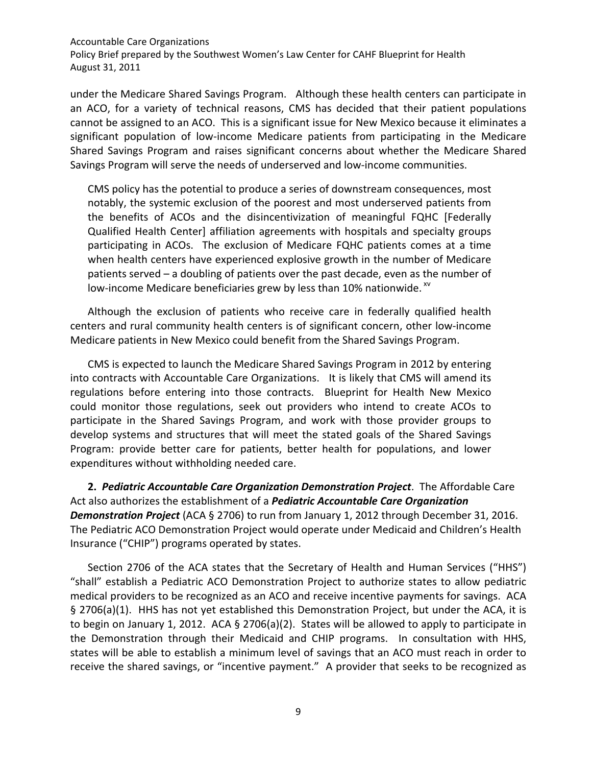under the Medicare Shared Savings Program. Although these health centers can participate in an ACO, for a variety of technical reasons, CMS has decided that their patient populations cannot be assigned to an ACO. This is a significant issue for New Mexico because it eliminates a significant population of low-income Medicare patients from participating in the Medicare Shared Savings Program and raises significant concerns about whether the Medicare Shared Savings Program will serve the needs of underserved and low-income communities.

> CMS policy has the potential to produce a series of downstream consequences, most notably, the systemic exclusion of the poorest and most underserved patients from the benefits of ACOs and the disincentivization of meaningful FQHC [Federally Qualified Health Center] affiliation agreements with hospitals and specialty groups participating in ACOs. The exclusion of Medicare FQHC patients comes at a time when health centers have experienced explosive growth in the number of Medicare patients served – a doubling of patients over the past decade, even as the number of low-income Medicare beneficiaries grew by less than 10% nationwide.[xv]

Although the exclusion of patients who receive care in federally qualified health centers and rural community health centers is of significant concern, other low-income Medicare patients in New Mexico could benefit from the Shared Savings Program.

CMS is expected to launch the Medicare Shared Savings Program in 2012 by entering into contracts with Accountable Care Organizations. It is likely that CMS will amend its regulations before entering into those contracts. Blueprint for Health New Mexico could monitor those regulations, seek out providers who intend to create ACOs to participate in the Shared Savings Program, and work with those provider groups to develop systems and structures that will meet the stated goals of the Shared Savings Program: provide better care for patients, better health for populations, and lower expenditures without withholding needed care.

**2.** ***Pediatric Accountable Care Organization Demonstration Project***. The Affordable Care Act also authorizes the establishment of a ***Pediatric Accountable Care Organization Demonstration Project*** (ACA § 2706) to run from January 1, 2012 through December 31, 2016. The Pediatric ACO Demonstration Project would operate under Medicaid and Children's Health Insurance ("CHIP") programs operated by states.

Section 2706 of the ACA states that the Secretary of Health and Human Services ("HHS") "shall" establish a Pediatric ACO Demonstration Project to authorize states to allow pediatric medical providers to be recognized as an ACO and receive incentive payments for savings. ACA § 2706(a)(1). HHS has not yet established this Demonstration Project, but under the ACA, it is to begin on January 1, 2012. ACA § 2706(a)(2). States will be allowed to apply to participate in the Demonstration through their Medicaid and CHIP programs. In consultation with HHS, states will be able to establish a minimum level of savings that an ACO must reach in order to receive the shared savings, or "incentive payment." A provider that seeks to be recognized as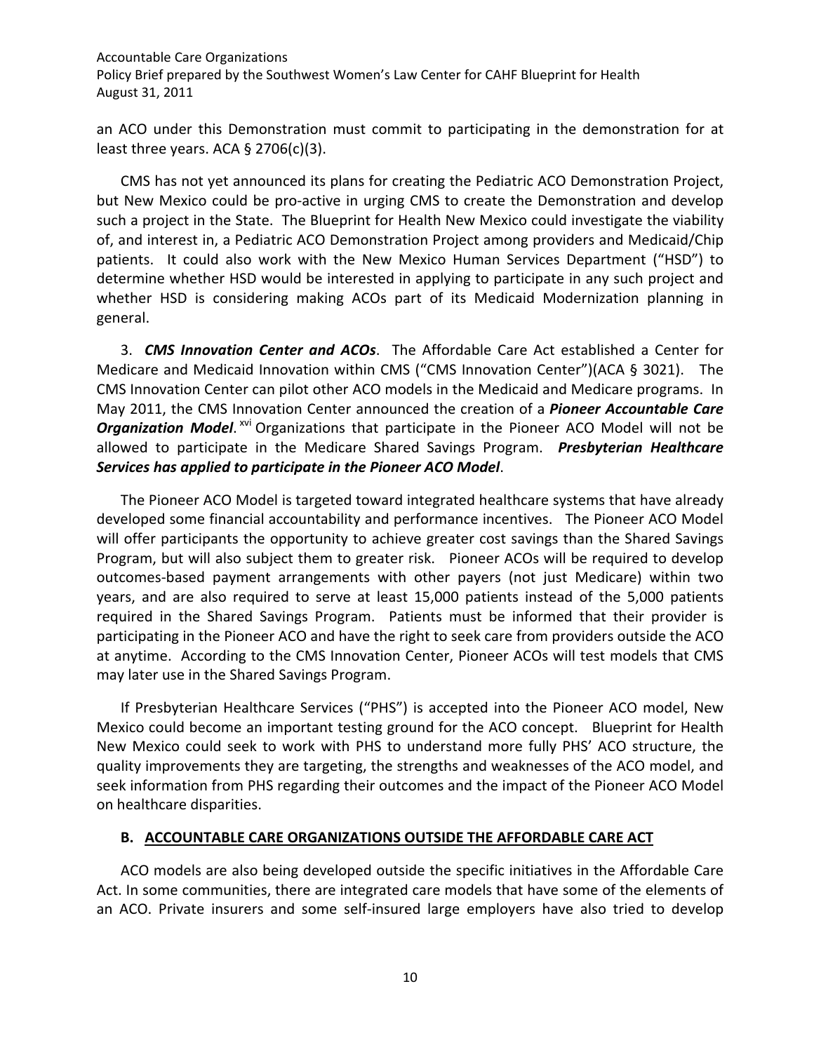an ACO under this Demonstration must commit to participating in the demonstration for at least three years. ACA § 2706(c)(3).

CMS has not yet announced its plans for creating the Pediatric ACO Demonstration Project, but New Mexico could be pro-active in urging CMS to create the Demonstration and develop such a project in the State. The Blueprint for Health New Mexico could investigate the viability of, and interest in, a Pediatric ACO Demonstration Project among providers and Medicaid/Chip patients. It could also work with the New Mexico Human Services Department ("HSD") to determine whether HSD would be interested in applying to participate in any such project and whether HSD is considering making ACOs part of its Medicaid Modernization planning in general.

3. ***CMS Innovation Center and ACOs***. The Affordable Care Act established a Center for Medicare and Medicaid Innovation within CMS ("CMS Innovation Center")(ACA § 3021). The CMS Innovation Center can pilot other ACO models in the Medicaid and Medicare programs. In May 2011, the CMS Innovation Center announced the creation of a ***Pioneer Accountable Care Organization Model***.[xvi] Organizations that participate in the Pioneer ACO Model will not be allowed to participate in the Medicare Shared Savings Program. ***Presbyterian Healthcare Services has applied to participate in the Pioneer ACO Model***.

The Pioneer ACO Model is targeted toward integrated healthcare systems that have already developed some financial accountability and performance incentives. The Pioneer ACO Model will offer participants the opportunity to achieve greater cost savings than the Shared Savings Program, but will also subject them to greater risk. Pioneer ACOs will be required to develop outcomes-based payment arrangements with other payers (not just Medicare) within two years, and are also required to serve at least 15,000 patients instead of the 5,000 patients required in the Shared Savings Program. Patients must be informed that their provider is participating in the Pioneer ACO and have the right to seek care from providers outside the ACO at anytime. According to the CMS Innovation Center, Pioneer ACOs will test models that CMS may later use in the Shared Savings Program.

If Presbyterian Healthcare Services ("PHS") is accepted into the Pioneer ACO model, New Mexico could become an important testing ground for the ACO concept. Blueprint for Health New Mexico could seek to work with PHS to understand more fully PHS' ACO structure, the quality improvements they are targeting, the strengths and weaknesses of the ACO model, and seek information from PHS regarding their outcomes and the impact of the Pioneer ACO Model on healthcare disparities.

## B. ACCOUNTABLE CARE ORGANIZATIONS OUTSIDE THE AFFORDABLE CARE ACT

ACO models are also being developed outside the specific initiatives in the Affordable Care Act. In some communities, there are integrated care models that have some of the elements of an ACO. Private insurers and some self-insured large employers have also tried to develop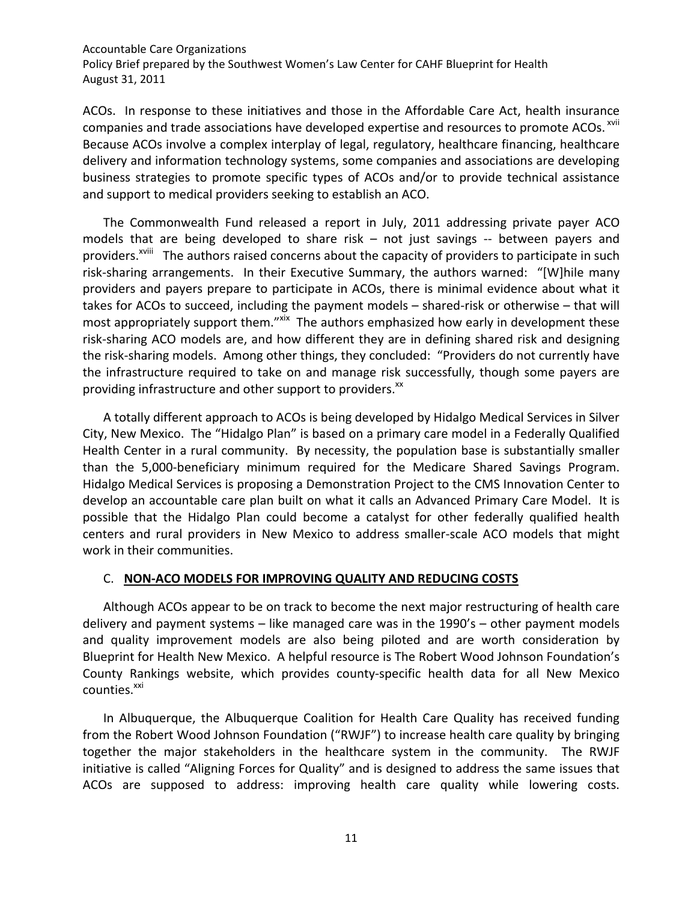ACOs. In response to these initiatives and those in the Affordable Care Act, health insurance companies and trade associations have developed expertise and resources to promote ACOs.[xvii] Because ACOs involve a complex interplay of legal, regulatory, healthcare financing, healthcare delivery and information technology systems, some companies and associations are developing business strategies to promote specific types of ACOs and/or to provide technical assistance and support to medical providers seeking to establish an ACO.

The Commonwealth Fund released a report in July, 2011 addressing private payer ACO models that are being developed to share risk – not just savings -- between payers and providers.[xviii] The authors raised concerns about the capacity of providers to participate in such risk-sharing arrangements. In their Executive Summary, the authors warned: "[W]hile many providers and payers prepare to participate in ACOs, there is minimal evidence about what it takes for ACOs to succeed, including the payment models – shared-risk or otherwise – that will most appropriately support them."[xix] The authors emphasized how early in development these risk-sharing ACO models are, and how different they are in defining shared risk and designing the risk-sharing models. Among other things, they concluded: "Providers do not currently have the infrastructure required to take on and manage risk successfully, though some payers are providing infrastructure and other support to providers.[xx]

A totally different approach to ACOs is being developed by Hidalgo Medical Services in Silver City, New Mexico. The "Hidalgo Plan" is based on a primary care model in a Federally Qualified Health Center in a rural community. By necessity, the population base is substantially smaller than the 5,000-beneficiary minimum required for the Medicare Shared Savings Program. Hidalgo Medical Services is proposing a Demonstration Project to the CMS Innovation Center to develop an accountable care plan built on what it calls an Advanced Primary Care Model. It is possible that the Hidalgo Plan could become a catalyst for other federally qualified health centers and rural providers in New Mexico to address smaller-scale ACO models that might work in their communities.

### C. **NON-ACO MODELS FOR IMPROVING QUALITY AND REDUCING COSTS**

Although ACOs appear to be on track to become the next major restructuring of health care delivery and payment systems – like managed care was in the 1990's – other payment models and quality improvement models are also being piloted and are worth consideration by Blueprint for Health New Mexico. A helpful resource is The Robert Wood Johnson Foundation's County Rankings website, which provides county-specific health data for all New Mexico counties.[xxi]

In Albuquerque, the Albuquerque Coalition for Health Care Quality has received funding from the Robert Wood Johnson Foundation ("RWJF") to increase health care quality by bringing together the major stakeholders in the healthcare system in the community. The RWJF initiative is called "Aligning Forces for Quality" and is designed to address the same issues that ACOs are supposed to address: improving health care quality while lowering costs.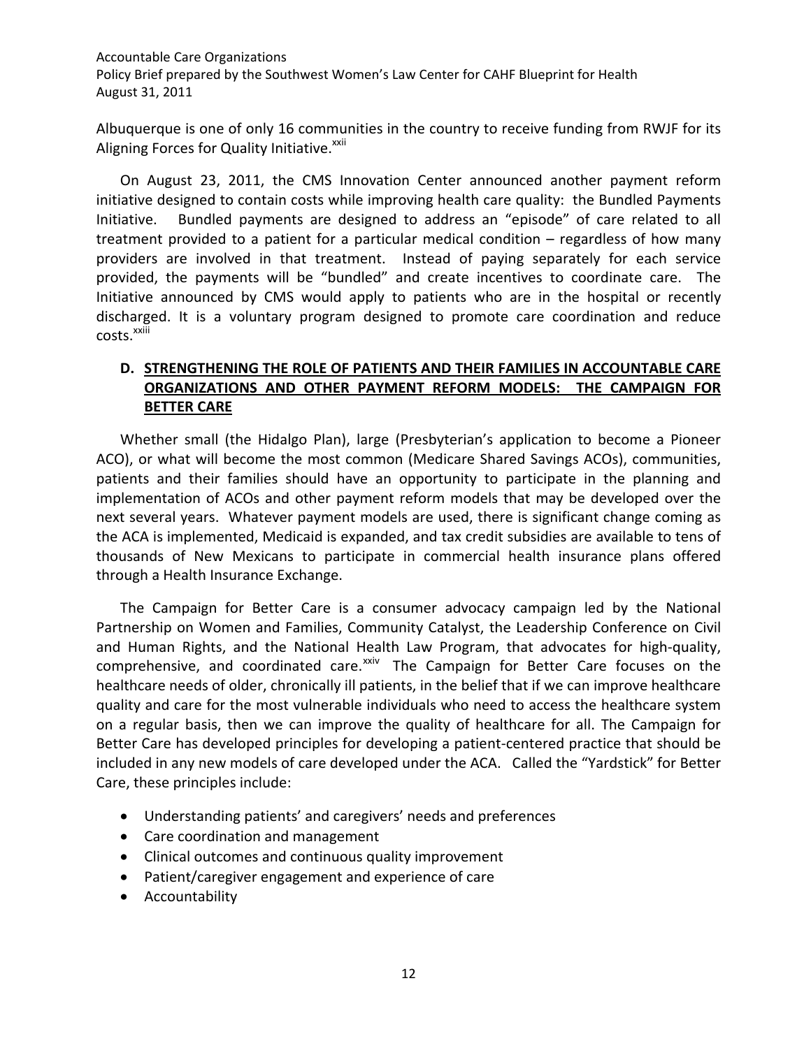Albuquerque is one of only 16 communities in the country to receive funding from RWJF for its Aligning Forces for Quality Initiative.[xxii]

On August 23, 2011, the CMS Innovation Center announced another payment reform initiative designed to contain costs while improving health care quality: the Bundled Payments Initiative. Bundled payments are designed to address an "episode" of care related to all treatment provided to a patient for a particular medical condition – regardless of how many providers are involved in that treatment. Instead of paying separately for each service provided, the payments will be "bundled" and create incentives to coordinate care. The Initiative announced by CMS would apply to patients who are in the hospital or recently discharged. It is a voluntary program designed to promote care coordination and reduce costs.[xxiii]

## D. STRENGTHENING THE ROLE OF PATIENTS AND THEIR FAMILIES IN ACCOUNTABLE CARE ORGANIZATIONS AND OTHER PAYMENT REFORM MODELS: THE CAMPAIGN FOR BETTER CARE

Whether small (the Hidalgo Plan), large (Presbyterian's application to become a Pioneer ACO), or what will become the most common (Medicare Shared Savings ACOs), communities, patients and their families should have an opportunity to participate in the planning and implementation of ACOs and other payment reform models that may be developed over the next several years. Whatever payment models are used, there is significant change coming as the ACA is implemented, Medicaid is expanded, and tax credit subsidies are available to tens of thousands of New Mexicans to participate in commercial health insurance plans offered through a Health Insurance Exchange.

The Campaign for Better Care is a consumer advocacy campaign led by the National Partnership on Women and Families, Community Catalyst, the Leadership Conference on Civil and Human Rights, and the National Health Law Program, that advocates for high-quality, comprehensive, and coordinated care.[xxiv] The Campaign for Better Care focuses on the healthcare needs of older, chronically ill patients, in the belief that if we can improve healthcare quality and care for the most vulnerable individuals who need to access the healthcare system on a regular basis, then we can improve the quality of healthcare for all. The Campaign for Better Care has developed principles for developing a patient-centered practice that should be included in any new models of care developed under the ACA. Called the "Yardstick" for Better Care, these principles include:

- Understanding patients' and caregivers' needs and preferences
- Care coordination and management
- Clinical outcomes and continuous quality improvement
- Patient/caregiver engagement and experience of care
- Accountability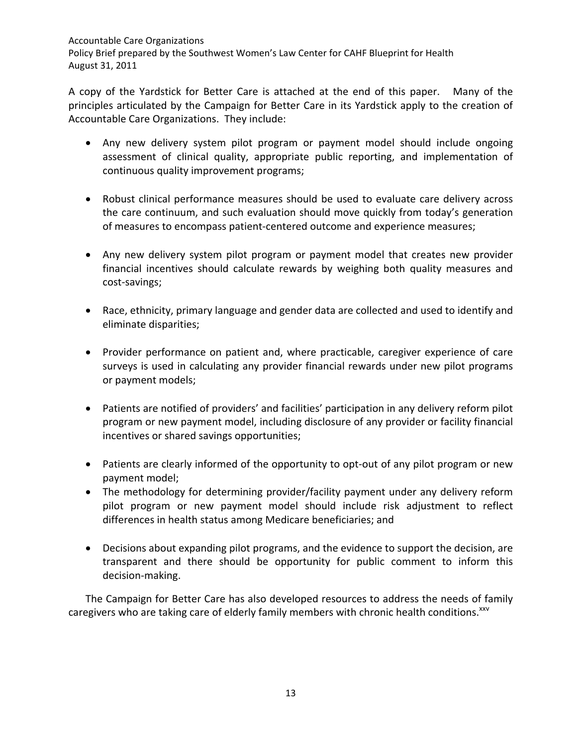A copy of the Yardstick for Better Care is attached at the end of this paper. Many of the principles articulated by the Campaign for Better Care in its Yardstick apply to the creation of Accountable Care Organizations. They include:

- Any new delivery system pilot program or payment model should include ongoing assessment of clinical quality, appropriate public reporting, and implementation of continuous quality improvement programs;
- Robust clinical performance measures should be used to evaluate care delivery across the care continuum, and such evaluation should move quickly from today's generation of measures to encompass patient-centered outcome and experience measures;
- Any new delivery system pilot program or payment model that creates new provider financial incentives should calculate rewards by weighing both quality measures and cost-savings;
- Race, ethnicity, primary language and gender data are collected and used to identify and eliminate disparities;
- Provider performance on patient and, where practicable, caregiver experience of care surveys is used in calculating any provider financial rewards under new pilot programs or payment models;
- Patients are notified of providers' and facilities' participation in any delivery reform pilot program or new payment model, including disclosure of any provider or facility financial incentives or shared savings opportunities;
- Patients are clearly informed of the opportunity to opt-out of any pilot program or new payment model;
- The methodology for determining provider/facility payment under any delivery reform pilot program or new payment model should include risk adjustment to reflect differences in health status among Medicare beneficiaries; and
- Decisions about expanding pilot programs, and the evidence to support the decision, are transparent and there should be opportunity for public comment to inform this decision-making.

The Campaign for Better Care has also developed resources to address the needs of family caregivers who are taking care of elderly family members with chronic health conditions.[xxv]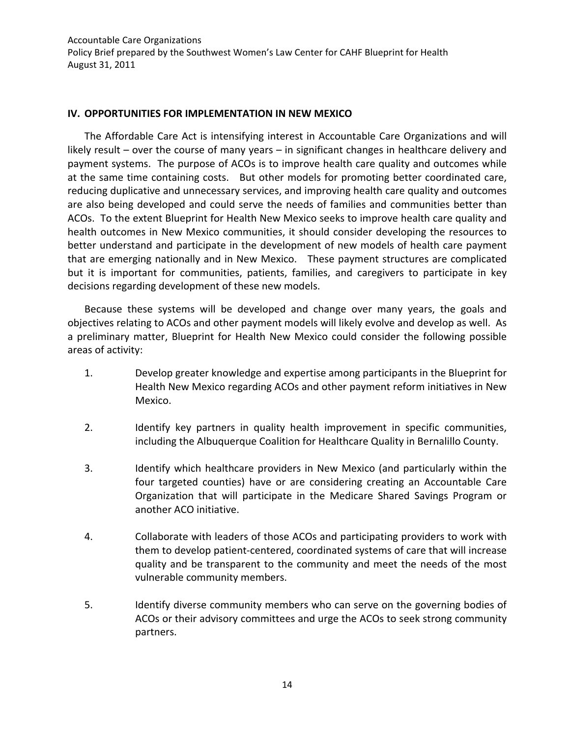## IV. OPPORTUNITIES FOR IMPLEMENTATION IN NEW MEXICO

The Affordable Care Act is intensifying interest in Accountable Care Organizations and will likely result – over the course of many years – in significant changes in healthcare delivery and payment systems. The purpose of ACOs is to improve health care quality and outcomes while at the same time containing costs. But other models for promoting better coordinated care, reducing duplicative and unnecessary services, and improving health care quality and outcomes are also being developed and could serve the needs of families and communities better than ACOs. To the extent Blueprint for Health New Mexico seeks to improve health care quality and health outcomes in New Mexico communities, it should consider developing the resources to better understand and participate in the development of new models of health care payment that are emerging nationally and in New Mexico. These payment structures are complicated but it is important for communities, patients, families, and caregivers to participate in key decisions regarding development of these new models.

Because these systems will be developed and change over many years, the goals and objectives relating to ACOs and other payment models will likely evolve and develop as well. As a preliminary matter, Blueprint for Health New Mexico could consider the following possible areas of activity:

1. Develop greater knowledge and expertise among participants in the Blueprint for Health New Mexico regarding ACOs and other payment reform initiatives in New Mexico.

2. Identify key partners in quality health improvement in specific communities, including the Albuquerque Coalition for Healthcare Quality in Bernalillo County.

3. Identify which healthcare providers in New Mexico (and particularly within the four targeted counties) have or are considering creating an Accountable Care Organization that will participate in the Medicare Shared Savings Program or another ACO initiative.

4. Collaborate with leaders of those ACOs and participating providers to work with them to develop patient-centered, coordinated systems of care that will increase quality and be transparent to the community and meet the needs of the most vulnerable community members.

5. Identify diverse community members who can serve on the governing bodies of ACOs or their advisory committees and urge the ACOs to seek strong community partners.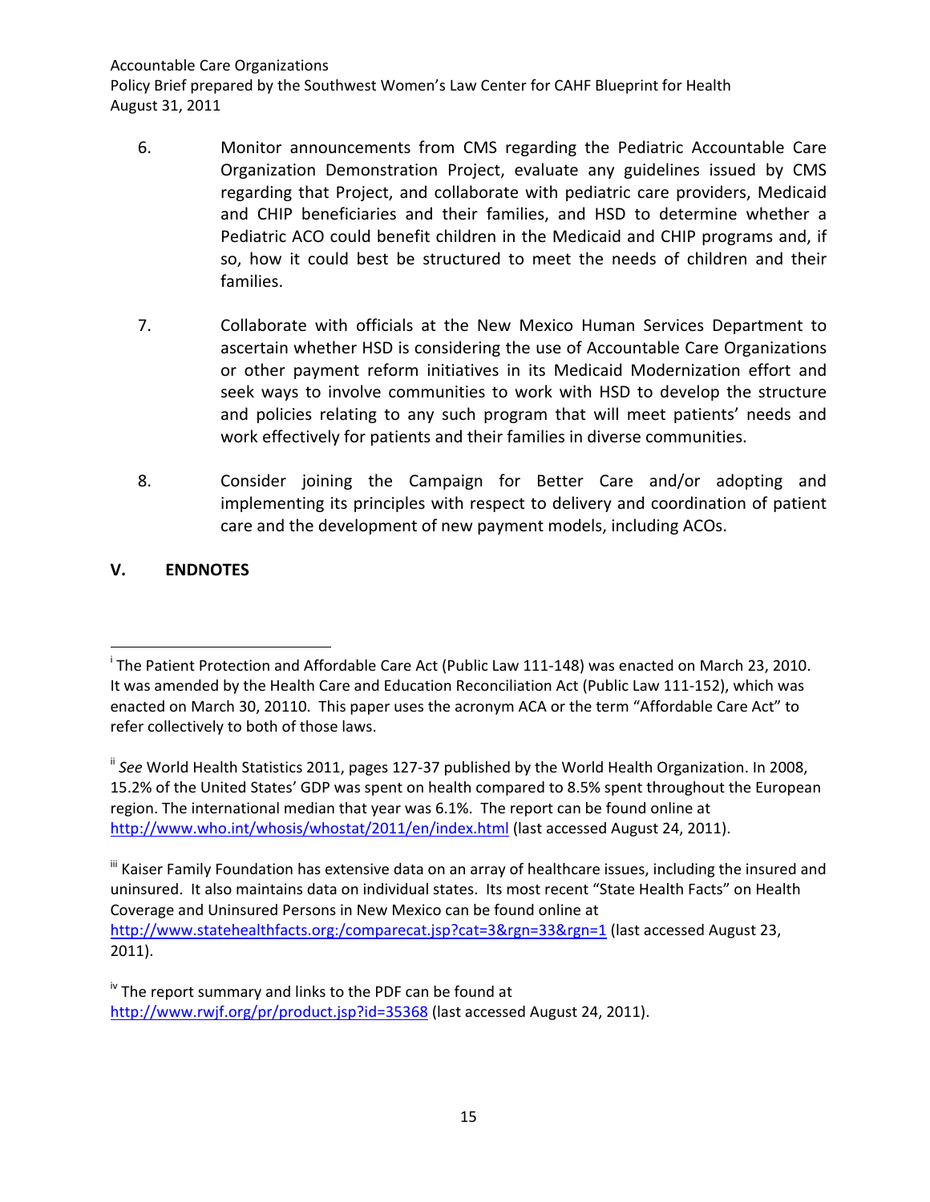6. Monitor announcements from CMS regarding the Pediatric Accountable Care Organization Demonstration Project, evaluate any guidelines issued by CMS regarding that Project, and collaborate with pediatric care providers, Medicaid and CHIP beneficiaries and their families, and HSD to determine whether a Pediatric ACO could benefit children in the Medicaid and CHIP programs and, if so, how it could best be structured to meet the needs of children and their families.

7. Collaborate with officials at the New Mexico Human Services Department to ascertain whether HSD is considering the use of Accountable Care Organizations or other payment reform initiatives in its Medicaid Modernization effort and seek ways to involve communities to work with HSD to develop the structure and policies relating to any such program that will meet patients' needs and work effectively for patients and their families in diverse communities.

8. Consider joining the Campaign for Better Care and/or adopting and implementing its principles with respect to delivery and coordination of patient care and the development of new payment models, including ACOs.

## V. ENDNOTES

---

[i] The Patient Protection and Affordable Care Act (Public Law 111-148) was enacted on March 23, 2010. It was amended by the Health Care and Education Reconciliation Act (Public Law 111-152), which was enacted on March 30, 20110. This paper uses the acronym ACA or the term "Affordable Care Act" to refer collectively to both of those laws.

[ii] *See* World Health Statistics 2011, pages 127-37 published by the World Health Organization. In 2008, 15.2% of the United States' GDP was spent on health compared to 8.5% spent throughout the European region. The international median that year was 6.1%. The report can be found online at http://www.who.int/whosis/whostat/2011/en/index.html (last accessed August 24, 2011).

[iii] Kaiser Family Foundation has extensive data on an array of healthcare issues, including the insured and uninsured. It also maintains data on individual states. Its most recent "State Health Facts" on Health Coverage and Uninsured Persons in New Mexico can be found online at http://www.statehealthfacts.org:/comparecat.jsp?cat=3&rgn=33&rgn=1 (last accessed August 23, 2011).

[iv] The report summary and links to the PDF can be found at http://www.rwjf.org/pr/product.jsp?id=35368 (last accessed August 24, 2011).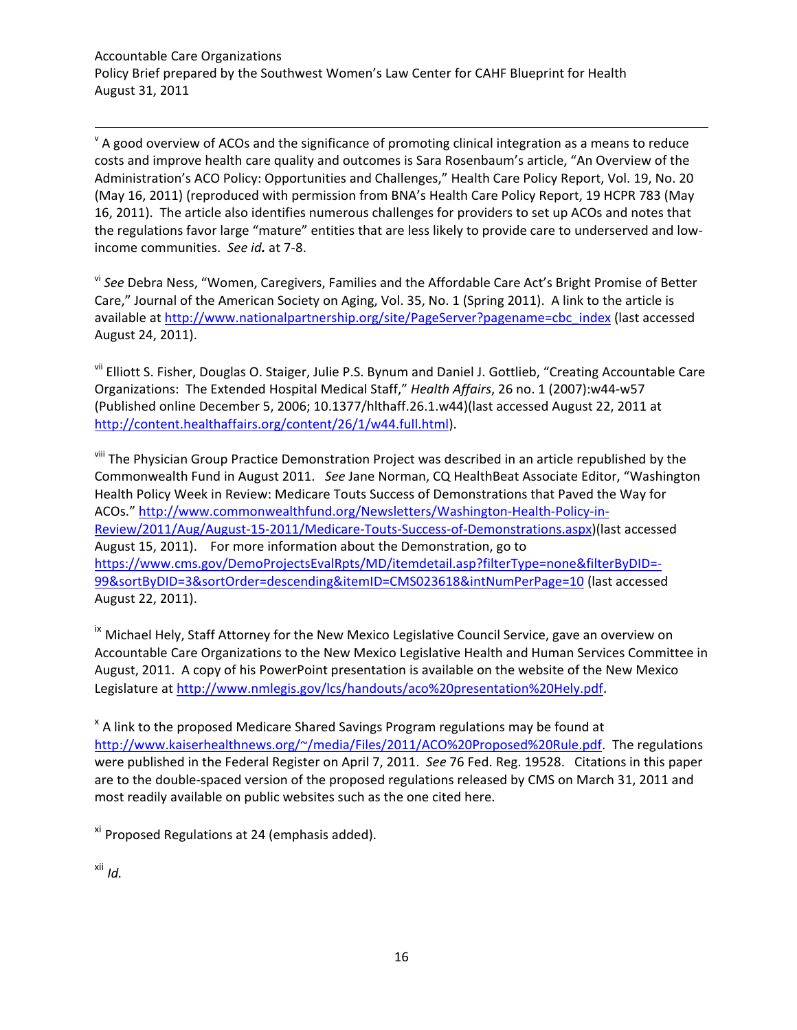[v] A good overview of ACOs and the significance of promoting clinical integration as a means to reduce costs and improve health care quality and outcomes is Sara Rosenbaum's article, "An Overview of the Administration's ACO Policy: Opportunities and Challenges," Health Care Policy Report, Vol. 19, No. 20 (May 16, 2011) (reproduced with permission from BNA's Health Care Policy Report, 19 HCPR 783 (May 16, 2011). The article also identifies numerous challenges for providers to set up ACOs and notes that the regulations favor large "mature" entities that are less likely to provide care to underserved and low-income communities. *See id.* at 7-8.

[vi] *See* Debra Ness, "Women, Caregivers, Families and the Affordable Care Act's Bright Promise of Better Care," Journal of the American Society on Aging, Vol. 35, No. 1 (Spring 2011). A link to the article is available at http://www.nationalpartnership.org/site/PageServer?pagename=cbc_index (last accessed August 24, 2011).

[vii] Elliott S. Fisher, Douglas O. Staiger, Julie P.S. Bynum and Daniel J. Gottlieb, "Creating Accountable Care Organizations: The Extended Hospital Medical Staff," *Health Affairs*, 26 no. 1 (2007):w44-w57 (Published online December 5, 2006; 10.1377/hlthaff.26.1.w44)(last accessed August 22, 2011 at http://content.healthaffairs.org/content/26/1/w44.full.html).

[viii] The Physician Group Practice Demonstration Project was described in an article republished by the Commonwealth Fund in August 2011. *See* Jane Norman, CQ HealthBeat Associate Editor, "Washington Health Policy Week in Review: Medicare Touts Success of Demonstrations that Paved the Way for ACOs." http://www.commonwealthfund.org/Newsletters/Washington-Health-Policy-in-Review/2011/Aug/August-15-2011/Medicare-Touts-Success-of-Demonstrations.aspx)(last accessed August 15, 2011). For more information about the Demonstration, go to https://www.cms.gov/DemoProjectsEvalRpts/MD/itemdetail.asp?filterType=none&filterByDID=-99&sortByDID=3&sortOrder=descending&itemID=CMS023618&intNumPerPage=10 (last accessed August 22, 2011).

[ix] Michael Hely, Staff Attorney for the New Mexico Legislative Council Service, gave an overview on Accountable Care Organizations to the New Mexico Legislative Health and Human Services Committee in August, 2011. A copy of his PowerPoint presentation is available on the website of the New Mexico Legislature at http://www.nmlegis.gov/lcs/handouts/aco%20presentation%20Hely.pdf.

[x] A link to the proposed Medicare Shared Savings Program regulations may be found at http://www.kaiserhealthnews.org/~/media/Files/2011/ACO%20Proposed%20Rule.pdf. The regulations were published in the Federal Register on April 7, 2011. *See* 76 Fed. Reg. 19528. Citations in this paper are to the double-spaced version of the proposed regulations released by CMS on March 31, 2011 and most readily available on public websites such as the one cited here.

[xi] Proposed Regulations at 24 (emphasis added).

[xii] *Id.*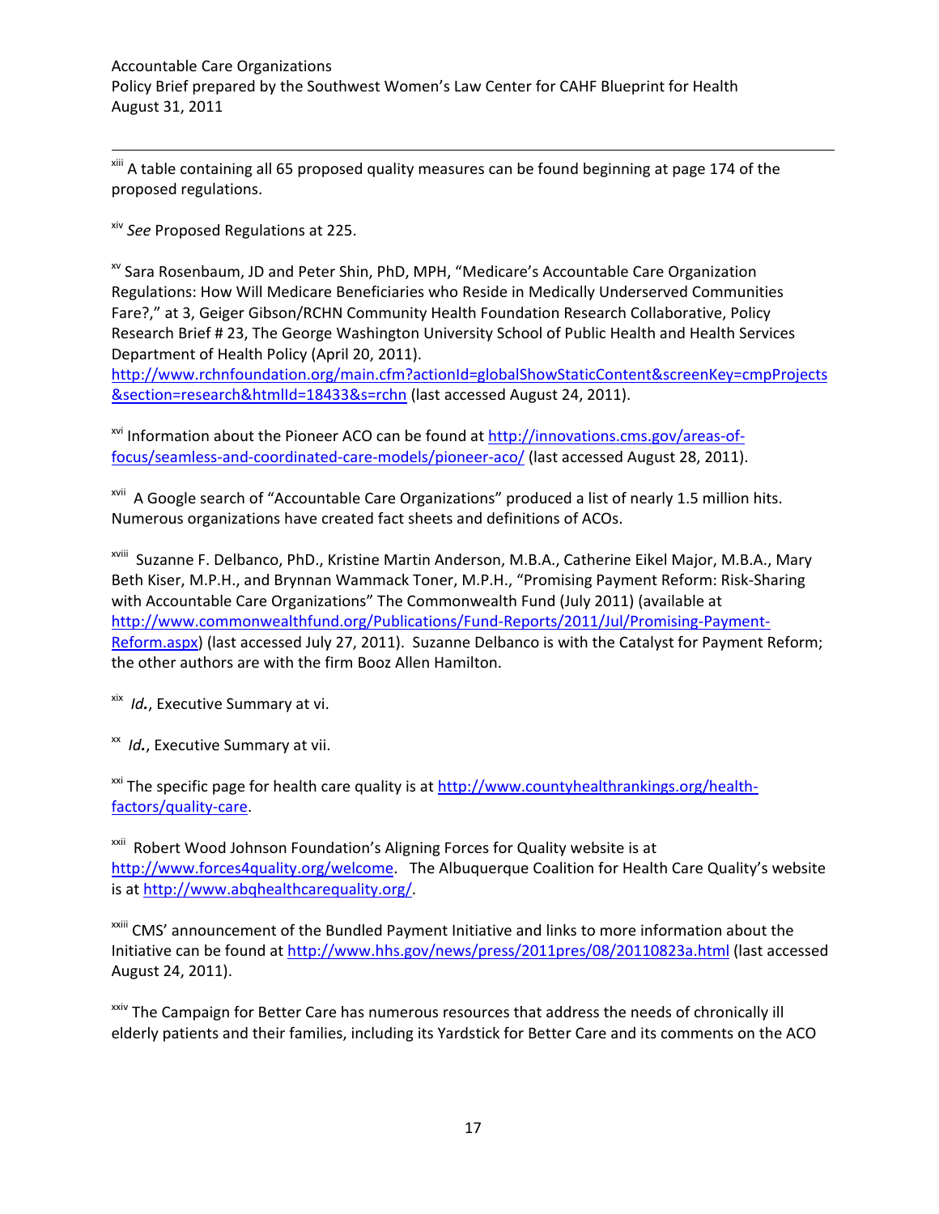[xiii] A table containing all 65 proposed quality measures can be found beginning at page 174 of the proposed regulations.

[xiv] *See* Proposed Regulations at 225.

[xv] Sara Rosenbaum, JD and Peter Shin, PhD, MPH, "Medicare's Accountable Care Organization Regulations: How Will Medicare Beneficiaries who Reside in Medically Underserved Communities Fare?," at 3, Geiger Gibson/RCHN Community Health Foundation Research Collaborative, Policy Research Brief # 23, The George Washington University School of Public Health and Health Services Department of Health Policy (April 20, 2011). http://www.rchnfoundation.org/main.cfm?actionId=globalShowStaticContent&screenKey=cmpProjects&section=research&htmlId=18433&s=rchn (last accessed August 24, 2011).

[xvi] Information about the Pioneer ACO can be found at http://innovations.cms.gov/areas-of-focus/seamless-and-coordinated-care-models/pioneer-aco/ (last accessed August 28, 2011).

[xvii] A Google search of "Accountable Care Organizations" produced a list of nearly 1.5 million hits. Numerous organizations have created fact sheets and definitions of ACOs.

[xviii] Suzanne F. Delbanco, PhD., Kristine Martin Anderson, M.B.A., Catherine Eikel Major, M.B.A., Mary Beth Kiser, M.P.H., and Brynnan Wammack Toner, M.P.H., "Promising Payment Reform: Risk-Sharing with Accountable Care Organizations" The Commonwealth Fund (July 2011) (available at http://www.commonwealthfund.org/Publications/Fund-Reports/2011/Jul/Promising-Payment-Reform.aspx) (last accessed July 27, 2011). Suzanne Delbanco is with the Catalyst for Payment Reform; the other authors are with the firm Booz Allen Hamilton.

[xix] *Id.*, Executive Summary at vi.

[xx] *Id.*, Executive Summary at vii.

[xxi] The specific page for health care quality is at http://www.countyhealthrankings.org/health-factors/quality-care.

[xxii] Robert Wood Johnson Foundation's Aligning Forces for Quality website is at http://www.forces4quality.org/welcome. The Albuquerque Coalition for Health Care Quality's website is at http://www.abqhealthcarequality.org/.

[xxiii] CMS' announcement of the Bundled Payment Initiative and links to more information about the Initiative can be found at http://www.hhs.gov/news/press/2011pres/08/20110823a.html (last accessed August 24, 2011).

[xxiv] The Campaign for Better Care has numerous resources that address the needs of chronically ill elderly patients and their families, including its Yardstick for Better Care and its comments on the ACO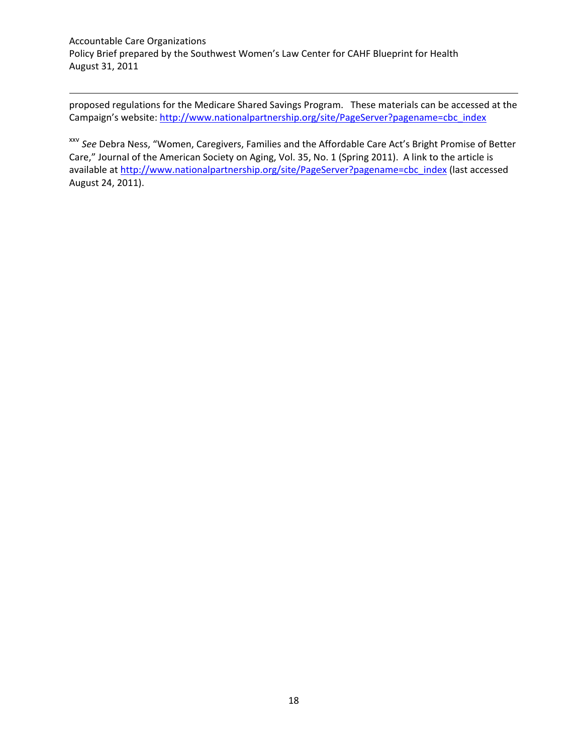proposed regulations for the Medicare Shared Savings Program. These materials can be accessed at the Campaign's website: http://www.nationalpartnership.org/site/PageServer?pagename=cbc_index

[xxv] *See* Debra Ness, "Women, Caregivers, Families and the Affordable Care Act's Bright Promise of Better Care," Journal of the American Society on Aging, Vol. 35, No. 1 (Spring 2011). A link to the article is available at http://www.nationalpartnership.org/site/PageServer?pagename=cbc_index (last accessed August 24, 2011).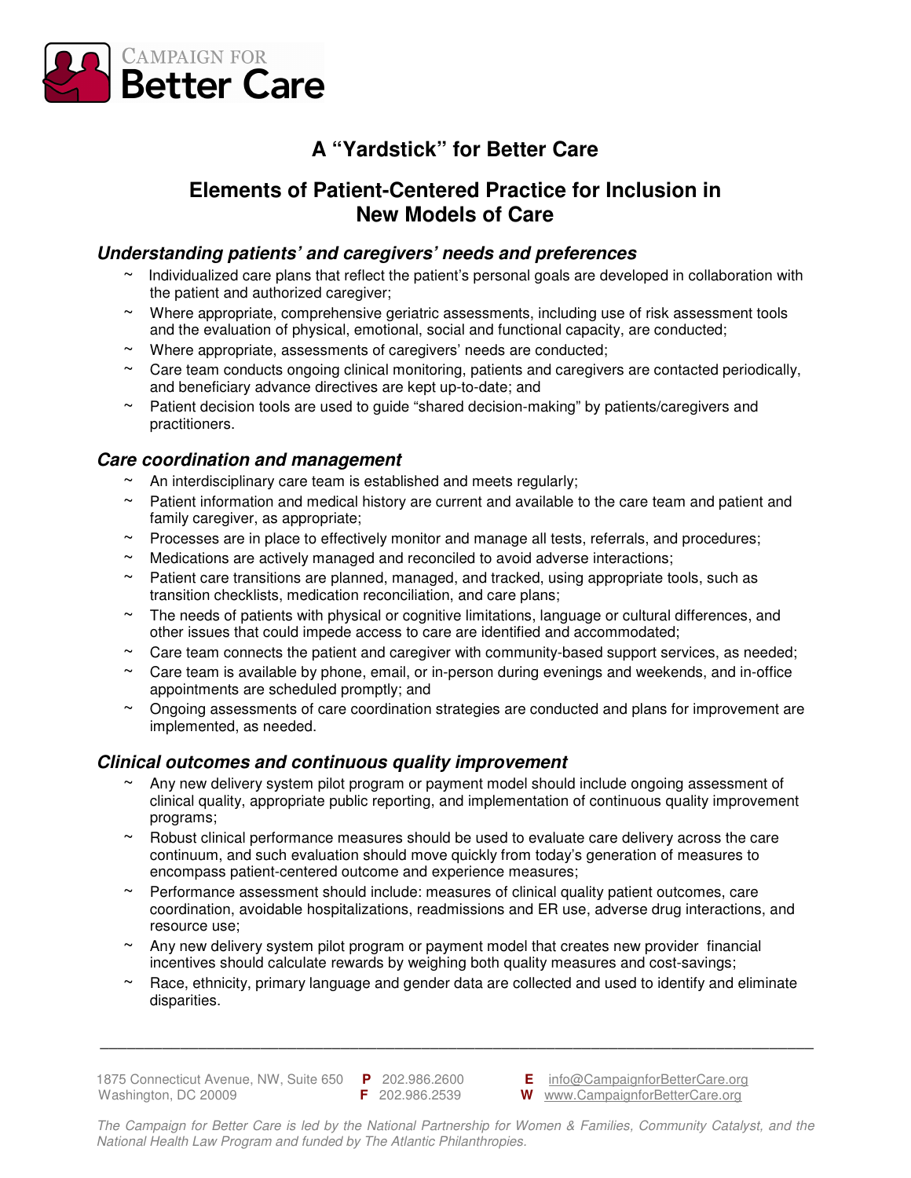CAMPAIGN FOR
Better Care

# A "Yardstick" for Better Care

## Elements of Patient-Centered Practice for Inclusion in New Models of Care

### *Understanding patients' and caregivers' needs and preferences*

~ Individualized care plans that reflect the patient's personal goals are developed in collaboration with the patient and authorized caregiver;

~ Where appropriate, comprehensive geriatric assessments, including use of risk assessment tools and the evaluation of physical, emotional, social and functional capacity, are conducted;

~ Where appropriate, assessments of caregivers' needs are conducted;

~ Care team conducts ongoing clinical monitoring, patients and caregivers are contacted periodically, and beneficiary advance directives are kept up-to-date; and

~ Patient decision tools are used to guide "shared decision-making" by patients/caregivers and practitioners.

### *Care coordination and management*

~ An interdisciplinary care team is established and meets regularly;

~ Patient information and medical history are current and available to the care team and patient and family caregiver, as appropriate;

~ Processes are in place to effectively monitor and manage all tests, referrals, and procedures;

~ Medications are actively managed and reconciled to avoid adverse interactions;

~ Patient care transitions are planned, managed, and tracked, using appropriate tools, such as transition checklists, medication reconciliation, and care plans;

~ The needs of patients with physical or cognitive limitations, language or cultural differences, and other issues that could impede access to care are identified and accommodated;

~ Care team connects the patient and caregiver with community-based support services, as needed;

~ Care team is available by phone, email, or in-person during evenings and weekends, and in-office appointments are scheduled promptly; and

~ Ongoing assessments of care coordination strategies are conducted and plans for improvement are implemented, as needed.

### *Clinical outcomes and continuous quality improvement*

~ Any new delivery system pilot program or payment model should include ongoing assessment of clinical quality, appropriate public reporting, and implementation of continuous quality improvement programs;

~ Robust clinical performance measures should be used to evaluate care delivery across the care continuum, and such evaluation should move quickly from today's generation of measures to encompass patient-centered outcome and experience measures;

~ Performance assessment should include: measures of clinical quality patient outcomes, care coordination, avoidable hospitalizations, readmissions and ER use, adverse drug interactions, and resource use;

~ Any new delivery system pilot program or payment model that creates new provider financial incentives should calculate rewards by weighing both quality measures and cost-savings;

~ Race, ethnicity, primary language and gender data are collected and used to identify and eliminate disparities.

---

1875 Connecticut Avenue, NW, Suite 650
Washington, DC 20009

**P** 202.986.2600
**F** 202.986.2539

**E** info@CampaignforBetterCare.org
**W** www.CampaignforBetterCare.org

*The Campaign for Better Care is led by the National Partnership for Women & Families, Community Catalyst, and the National Health Law Program and funded by The Atlantic Philanthropies.*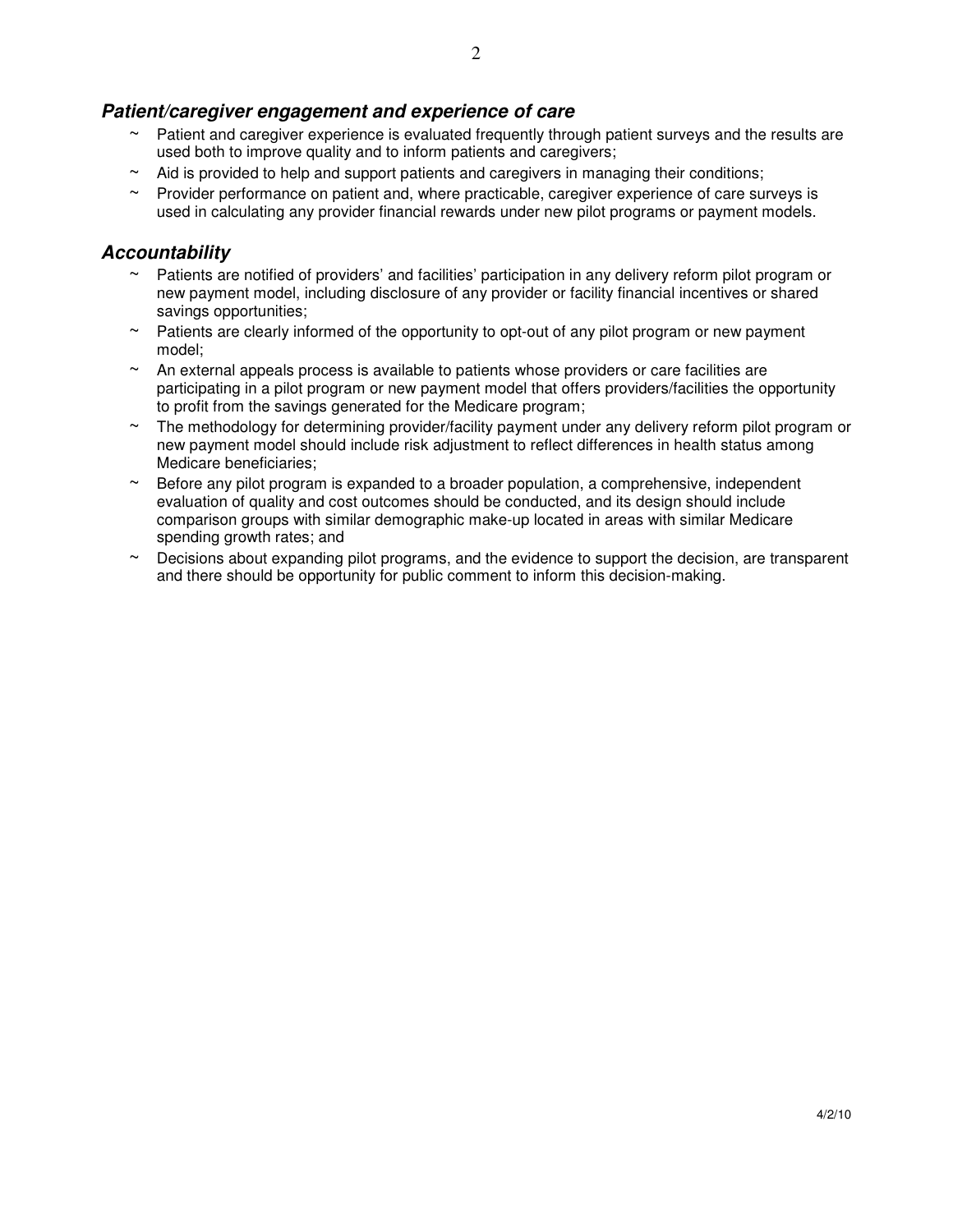### *Patient/caregiver engagement and experience of care*

- Patient and caregiver experience is evaluated frequently through patient surveys and the results are used both to improve quality and to inform patients and caregivers;
- Aid is provided to help and support patients and caregivers in managing their conditions;
- Provider performance on patient and, where practicable, caregiver experience of care surveys is used in calculating any provider financial rewards under new pilot programs or payment models.

### *Accountability*

- Patients are notified of providers' and facilities' participation in any delivery reform pilot program or new payment model, including disclosure of any provider or facility financial incentives or shared savings opportunities;
- Patients are clearly informed of the opportunity to opt-out of any pilot program or new payment model;
- An external appeals process is available to patients whose providers or care facilities are participating in a pilot program or new payment model that offers providers/facilities the opportunity to profit from the savings generated for the Medicare program;
- The methodology for determining provider/facility payment under any delivery reform pilot program or new payment model should include risk adjustment to reflect differences in health status among Medicare beneficiaries;
- Before any pilot program is expanded to a broader population, a comprehensive, independent evaluation of quality and cost outcomes should be conducted, and its design should include comparison groups with similar demographic make-up located in areas with similar Medicare spending growth rates; and
- Decisions about expanding pilot programs, and the evidence to support the decision, are transparent and there should be opportunity for public comment to inform this decision-making.

4/2/10